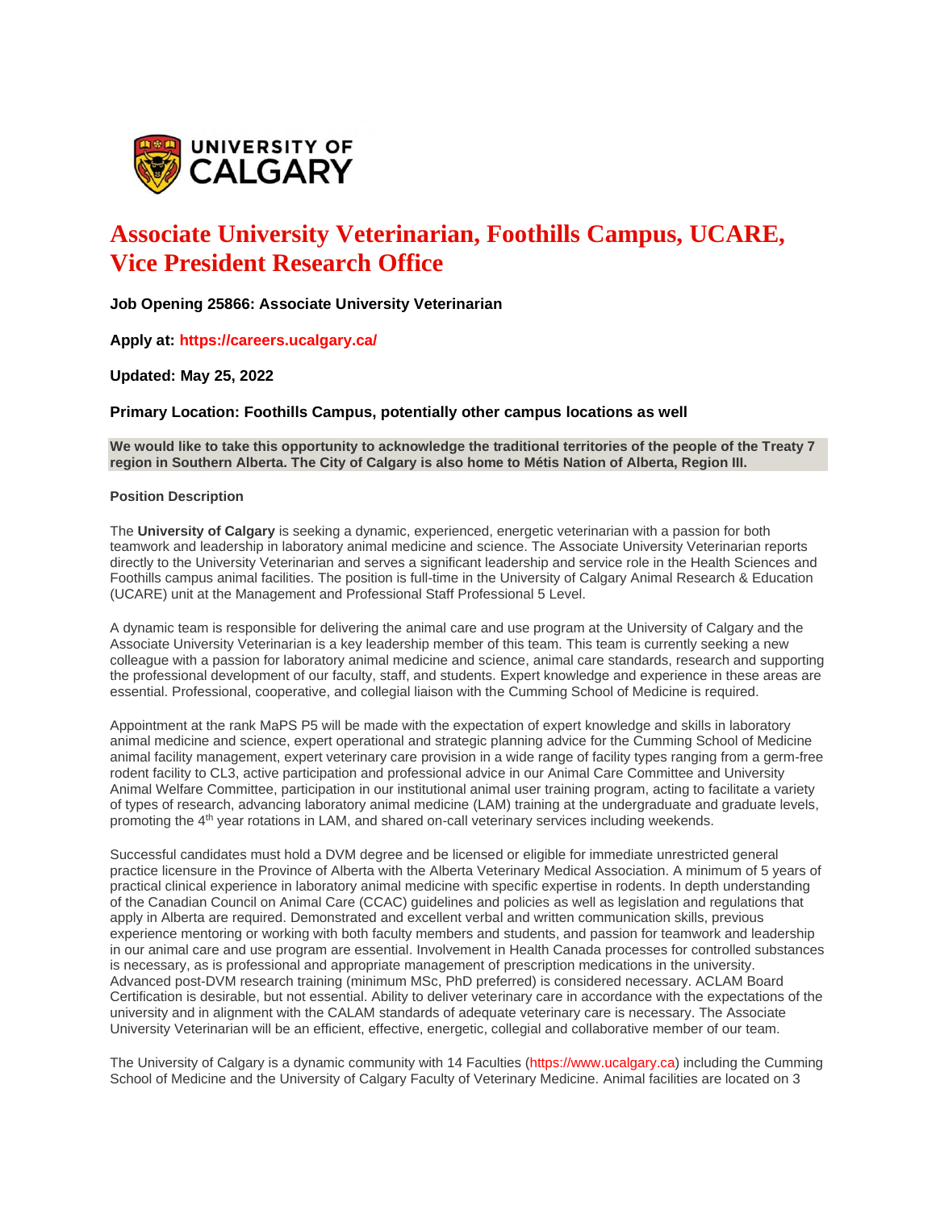# Associate University Veterinarian, Foothills Campus, UCARE, Vice President Research Office

**Job Opening 25866: Associate University Veterinarian**

**Apply at: https://careers.ucalgary.ca/**

**Updated: May 25, 2022**

**Primary Location: Foothills Campus, potentially other campus locations as well**

**We would like to take this opportunity to acknowledge the traditional territories of the people of the Treaty 7 region in Southern Alberta. The City of Calgary is also home to Métis Nation of Alberta, Region III.**

**Position Description**

The **University of Calgary** is seeking a dynamic, experienced, energetic veterinarian with a passion for both teamwork and leadership in laboratory animal medicine and science. The Associate University Veterinarian reports directly to the University Veterinarian and serves a significant leadership and service role in the Health Sciences and Foothills campus animal facilities. The position is full-time in the University of Calgary Animal Research & Education (UCARE) unit at the Management and Professional Staff Professional 5 Level.

A dynamic team is responsible for delivering the animal care and use program at the University of Calgary and the Associate University Veterinarian is a key leadership member of this team. This team is currently seeking a new colleague with a passion for laboratory animal medicine and science, animal care standards, research and supporting the professional development of our faculty, staff, and students. Expert knowledge and experience in these areas are essential. Professional, cooperative, and collegial liaison with the Cumming School of Medicine is required.

Appointment at the rank MaPS P5 will be made with the expectation of expert knowledge and skills in laboratory animal medicine and science, expert operational and strategic planning advice for the Cumming School of Medicine animal facility management, expert veterinary care provision in a wide range of facility types ranging from a germ-free rodent facility to CL3, active participation and professional advice in our Animal Care Committee and University Animal Welfare Committee, participation in our institutional animal user training program, acting to facilitate a variety of types of research, advancing laboratory animal medicine (LAM) training at the undergraduate and graduate levels, promoting the 4th year rotations in LAM, and shared on-call veterinary services including weekends.

Successful candidates must hold a DVM degree and be licensed or eligible for immediate unrestricted general practice licensure in the Province of Alberta with the Alberta Veterinary Medical Association. A minimum of 5 years of practical clinical experience in laboratory animal medicine with specific expertise in rodents. In depth understanding of the Canadian Council on Animal Care (CCAC) guidelines and policies as well as legislation and regulations that apply in Alberta are required. Demonstrated and excellent verbal and written communication skills, previous experience mentoring or working with both faculty members and students, and passion for teamwork and leadership in our animal care and use program are essential. Involvement in Health Canada processes for controlled substances is necessary, as is professional and appropriate management of prescription medications in the university. Advanced post-DVM research training (minimum MSc, PhD preferred) is considered necessary. ACLAM Board Certification is desirable, but not essential. Ability to deliver veterinary care in accordance with the expectations of the university and in alignment with the CALAM standards of adequate veterinary care is necessary. The Associate University Veterinarian will be an efficient, effective, energetic, collegial and collaborative member of our team.

The University of Calgary is a dynamic community with 14 Faculties (https://www.ucalgary.ca) including the Cumming School of Medicine and the University of Calgary Faculty of Veterinary Medicine. Animal facilities are located on 3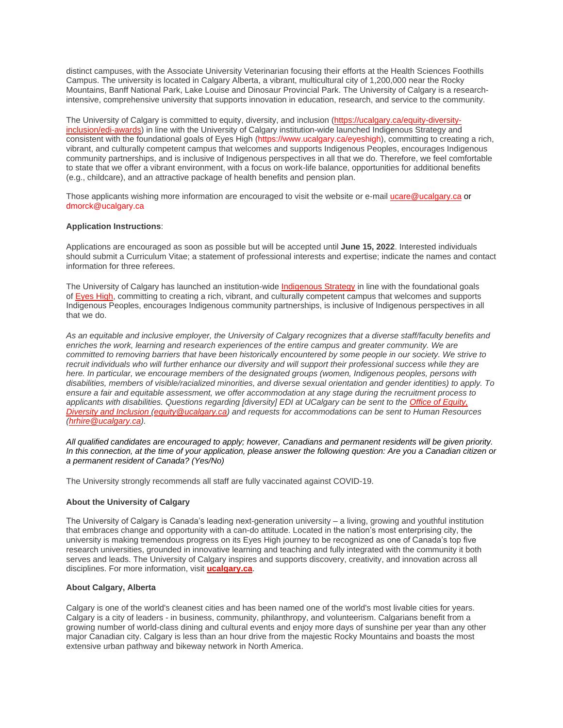distinct campuses, with the Associate University Veterinarian focusing their efforts at the Health Sciences Foothills Campus. The university is located in Calgary Alberta, a vibrant, multicultural city of 1,200,000 near the Rocky Mountains, Banff National Park, Lake Louise and Dinosaur Provincial Park. The University of Calgary is a research-intensive, comprehensive university that supports innovation in education, research, and service to the community.

The University of Calgary is committed to equity, diversity, and inclusion (https://ucalgary.ca/equity-diversity-inclusion/edi-awards) in line with the University of Calgary institution-wide launched Indigenous Strategy and consistent with the foundational goals of Eyes High (https://www.ucalgary.ca/eyeshigh), committing to creating a rich, vibrant, and culturally competent campus that welcomes and supports Indigenous Peoples, encourages Indigenous community partnerships, and is inclusive of Indigenous perspectives in all that we do. Therefore, we feel comfortable to state that we offer a vibrant environment, with a focus on work-life balance, opportunities for additional benefits (e.g., childcare), and an attractive package of health benefits and pension plan.

Those applicants wishing more information are encouraged to visit the website or e-mail ucare@ucalgary.ca or dmorck@ucalgary.ca

**Application Instructions**:

Applications are encouraged as soon as possible but will be accepted until **June 15, 2022**. Interested individuals should submit a Curriculum Vitae; a statement of professional interests and expertise; indicate the names and contact information for three referees.

The University of Calgary has launched an institution-wide Indigenous Strategy in line with the foundational goals of Eyes High, committing to creating a rich, vibrant, and culturally competent campus that welcomes and supports Indigenous Peoples, encourages Indigenous community partnerships, is inclusive of Indigenous perspectives in all that we do.

*As an equitable and inclusive employer, the University of Calgary recognizes that a diverse staff/faculty benefits and enriches the work, learning and research experiences of the entire campus and greater community. We are committed to removing barriers that have been historically encountered by some people in our society. We strive to recruit individuals who will further enhance our diversity and will support their professional success while they are here. In particular, we encourage members of the designated groups (women, Indigenous peoples, persons with disabilities, members of visible/racialized minorities, and diverse sexual orientation and gender identities) to apply. To ensure a fair and equitable assessment, we offer accommodation at any stage during the recruitment process to applicants with disabilities. Questions regarding [diversity] EDI at UCalgary can be sent to the Office of Equity, Diversity and Inclusion (equity@ucalgary.ca) and requests for accommodations can be sent to Human Resources (hrhire@ucalgary.ca).*

*All qualified candidates are encouraged to apply; however, Canadians and permanent residents will be given priority. In this connection, at the time of your application, please answer the following question: Are you a Canadian citizen or a permanent resident of Canada? (Yes/No)*

The University strongly recommends all staff are fully vaccinated against COVID-19.

**About the University of Calgary**

The University of Calgary is Canada's leading next-generation university – a living, growing and youthful institution that embraces change and opportunity with a can-do attitude. Located in the nation's most enterprising city, the university is making tremendous progress on its Eyes High journey to be recognized as one of Canada's top five research universities, grounded in innovative learning and teaching and fully integrated with the community it both serves and leads. The University of Calgary inspires and supports discovery, creativity, and innovation across all disciplines. For more information, visit **ucalgary.ca**.

**About Calgary, Alberta**

Calgary is one of the world's cleanest cities and has been named one of the world's most livable cities for years. Calgary is a city of leaders - in business, community, philanthropy, and volunteerism. Calgarians benefit from a growing number of world-class dining and cultural events and enjoy more days of sunshine per year than any other major Canadian city. Calgary is less than an hour drive from the majestic Rocky Mountains and boasts the most extensive urban pathway and bikeway network in North America.